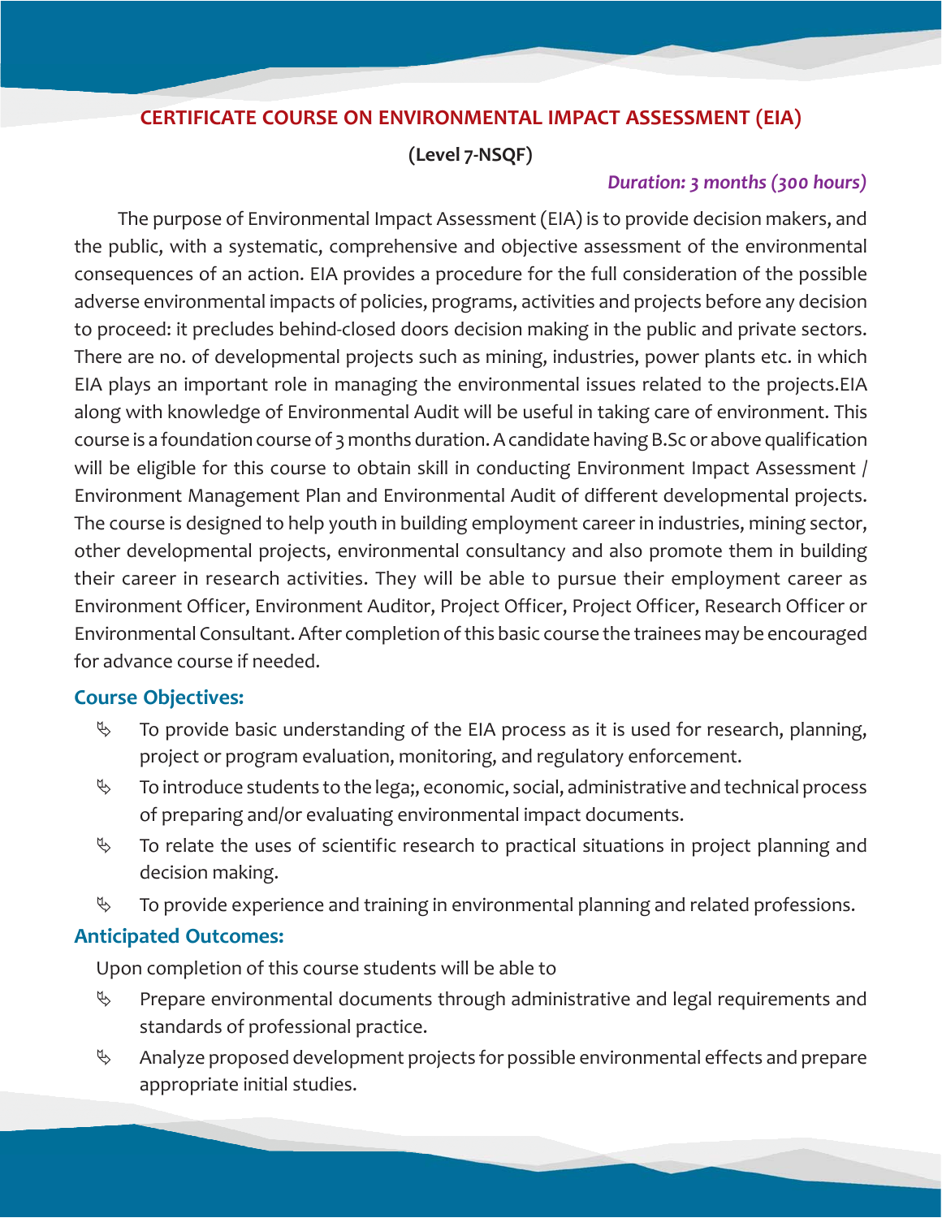# CERTIFICATE COURSE ON ENVIRONMENTAL IMPACT ASSESSMENT (EIA)

**(Level 7-NSQF)**

*Duration: 3 months (300 hours)*

The purpose of Environmental Impact Assessment (EIA) is to provide decision makers, and the public, with a systematic, comprehensive and objective assessment of the environmental consequences of an action. EIA provides a procedure for the full consideration of the possible adverse environmental impacts of policies, programs, activities and projects before any decision to proceed: it precludes behind-closed doors decision making in the public and private sectors. There are no. of developmental projects such as mining, industries, power plants etc. in which EIA plays an important role in managing the environmental issues related to the projects.EIA along with knowledge of Environmental Audit will be useful in taking care of environment. This course is a foundation course of 3 months duration. A candidate having B.Sc or above qualification will be eligible for this course to obtain skill in conducting Environment Impact Assessment / Environment Management Plan and Environmental Audit of different developmental projects. The course is designed to help youth in building employment career in industries, mining sector, other developmental projects, environmental consultancy and also promote them in building their career in research activities. They will be able to pursue their employment career as Environment Officer, Environment Auditor, Project Officer, Project Officer, Research Officer or Environmental Consultant. After completion of this basic course the trainees may be encouraged for advance course if needed.

## Course Objectives:

- To provide basic understanding of the EIA process as it is used for research, planning, project or program evaluation, monitoring, and regulatory enforcement.
- To introduce students to the lega;, economic, social, administrative and technical process of preparing and/or evaluating environmental impact documents.
- To relate the uses of scientific research to practical situations in project planning and decision making.
- To provide experience and training in environmental planning and related professions.

## Anticipated Outcomes:

Upon completion of this course students will be able to

- Prepare environmental documents through administrative and legal requirements and standards of professional practice.
- Analyze proposed development projects for possible environmental effects and prepare appropriate initial studies.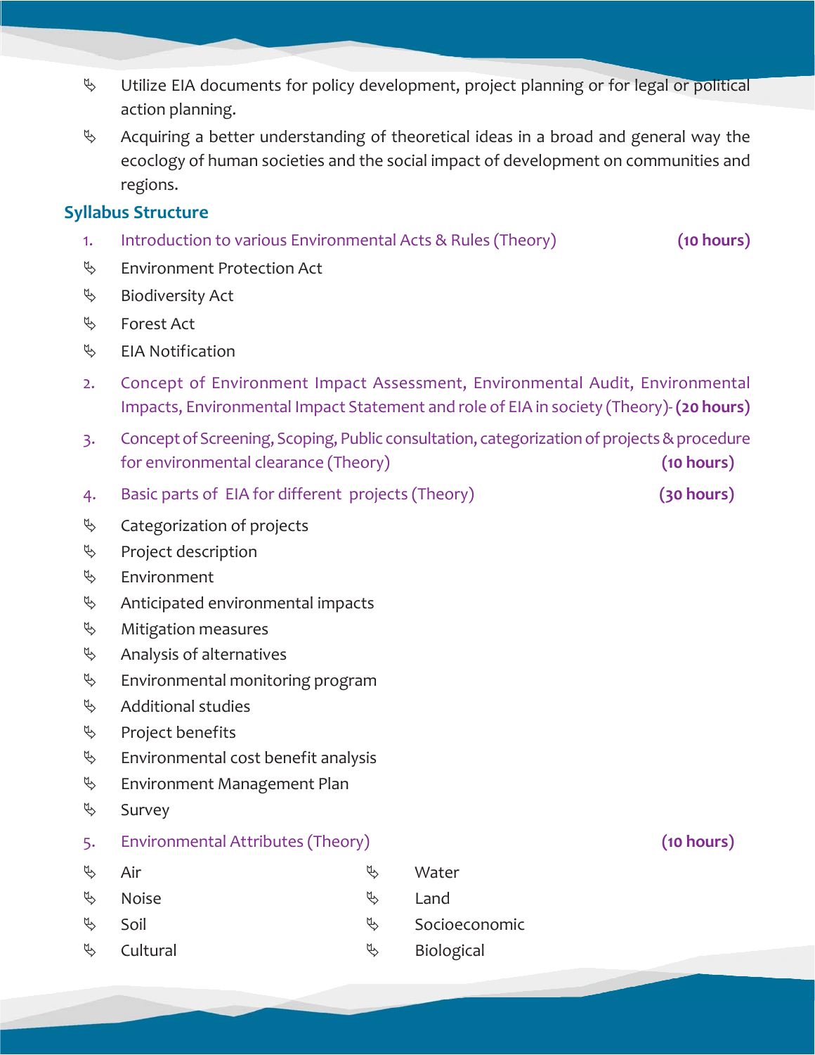- Utilize EIA documents for policy development, project planning or for legal or political action planning.
- Acquiring a better understanding of theoretical ideas in a broad and general way the ecocloy of human societies and the social impact of development on communities and regions.

## Syllabus Structure

1. Introduction to various Environmental Acts & Rules (Theory) **(10 hours)**

- Environment Protection Act
- Biodiversity Act
- Forest Act
- EIA Notification

2. Concept of Environment Impact Assessment, Environmental Audit, Environmental Impacts, Environmental Impact Statement and role of EIA in society (Theory)- **(20 hours)**

3. Concept of Screening, Scoping, Public consultation, categorization of projects & procedure for environmental clearance (Theory) **(10 hours)**

4. Basic parts of EIA for different projects (Theory) **(30 hours)**

- Categorization of projects
- Project description
- Environment
- Anticipated environmental impacts
- Mitigation measures
- Analysis of alternatives
- Environmental monitoring program
- Additional studies
- Project benefits
- Environmental cost benefit analysis
- Environment Management Plan
- Survey

5. Environmental Attributes (Theory) **(10 hours)**

- Air
- Noise
- Soil
- Cultural
- Water
- Land
- Socioeconomic
- Biological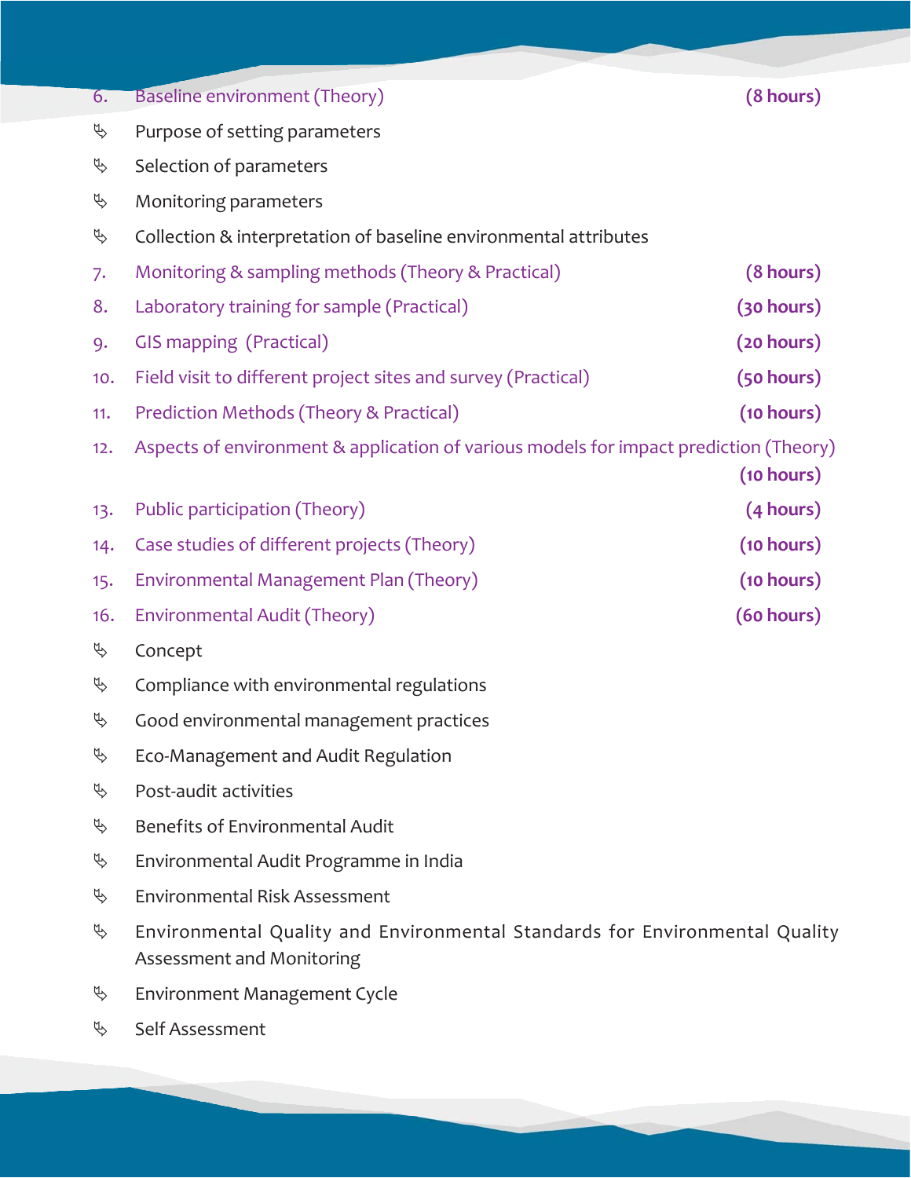6. Baseline environment (Theory) **(8 hours)**
   - Purpose of setting parameters
   - Selection of parameters
   - Monitoring parameters
   - Collection & interpretation of baseline environmental attributes
7. Monitoring & sampling methods (Theory & Practical) **(8 hours)**
8. Laboratory training for sample (Practical) **(30 hours)**
9. GIS mapping (Practical) **(20 hours)**
10. Field visit to different project sites and survey (Practical) **(50 hours)**
11. Prediction Methods (Theory & Practical) **(10 hours)**
12. Aspects of environment & application of various models for impact prediction (Theory) **(10 hours)**
13. Public participation (Theory) **(4 hours)**
14. Case studies of different projects (Theory) **(10 hours)**
15. Environmental Management Plan (Theory) **(10 hours)**
16. Environmental Audit (Theory) **(60 hours)**
    - Concept
    - Compliance with environmental regulations
    - Good environmental management practices
    - Eco-Management and Audit Regulation
    - Post-audit activities
    - Benefits of Environmental Audit
    - Environmental Audit Programme in India
    - Environmental Risk Assessment
    - Environmental Quality and Environmental Standards for Environmental Quality Assessment and Monitoring
    - Environment Management Cycle
    - Self Assessment